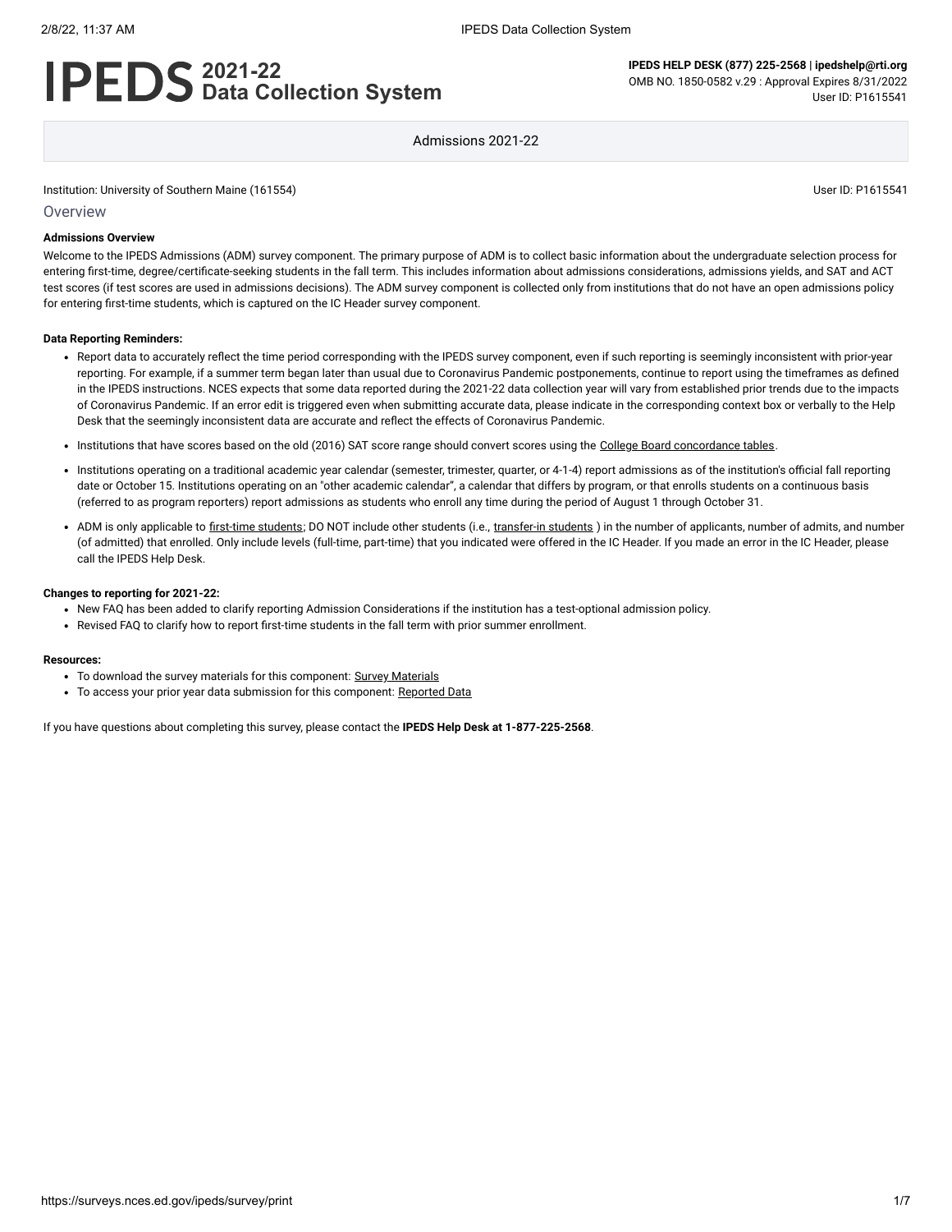# IPEDS 2021-22 Data Collection System

**IPEDS HELP DESK (877) 225-2568 | ipedshelp@rti.org**
OMB NO. 1850-0582 v.29 : Approval Expires 8/31/2022
User ID: P1615541

Admissions 2021-22

Institution: University of Southern Maine (161554)

User ID: P1615541

## Overview

**Admissions Overview**

Welcome to the IPEDS Admissions (ADM) survey component. The primary purpose of ADM is to collect basic information about the undergraduate selection process for entering first-time, degree/certificate-seeking students in the fall term. This includes information about admissions considerations, admissions yields, and SAT and ACT test scores (if test scores are used in admissions decisions). The ADM survey component is collected only from institutions that do not have an open admissions policy for entering first-time students, which is captured on the IC Header survey component.

**Data Reporting Reminders:**

- Report data to accurately reflect the time period corresponding with the IPEDS survey component, even if such reporting is seemingly inconsistent with prior-year reporting. For example, if a summer term began later than usual due to Coronavirus Pandemic postponements, continue to report using the timeframes as defined in the IPEDS instructions. NCES expects that some data reported during the 2021-22 data collection year will vary from established prior trends due to the impacts of Coronavirus Pandemic. If an error edit is triggered even when submitting accurate data, please indicate in the corresponding context box or verbally to the Help Desk that the seemingly inconsistent data are accurate and reflect the effects of Coronavirus Pandemic.
- Institutions that have scores based on the old (2016) SAT score range should convert scores using the College Board concordance tables.
- Institutions operating on a traditional academic year calendar (semester, trimester, quarter, or 4-1-4) report admissions as of the institution's official fall reporting date or October 15. Institutions operating on an "other academic calendar", a calendar that differs by program, or that enrolls students on a continuous basis (referred to as program reporters) report admissions as students who enroll any time during the period of August 1 through October 31.
- ADM is only applicable to first-time students; DO NOT include other students (i.e., transfer-in students ) in the number of applicants, number of admits, and number (of admitted) that enrolled. Only include levels (full-time, part-time) that you indicated were offered in the IC Header. If you made an error in the IC Header, please call the IPEDS Help Desk.

**Changes to reporting for 2021-22:**

- New FAQ has been added to clarify reporting Admission Considerations if the institution has a test-optional admission policy.
- Revised FAQ to clarify how to report first-time students in the fall term with prior summer enrollment.

**Resources:**

- To download the survey materials for this component: Survey Materials
- To access your prior year data submission for this component: Reported Data

If you have questions about completing this survey, please contact the **IPEDS Help Desk at 1-877-225-2568**.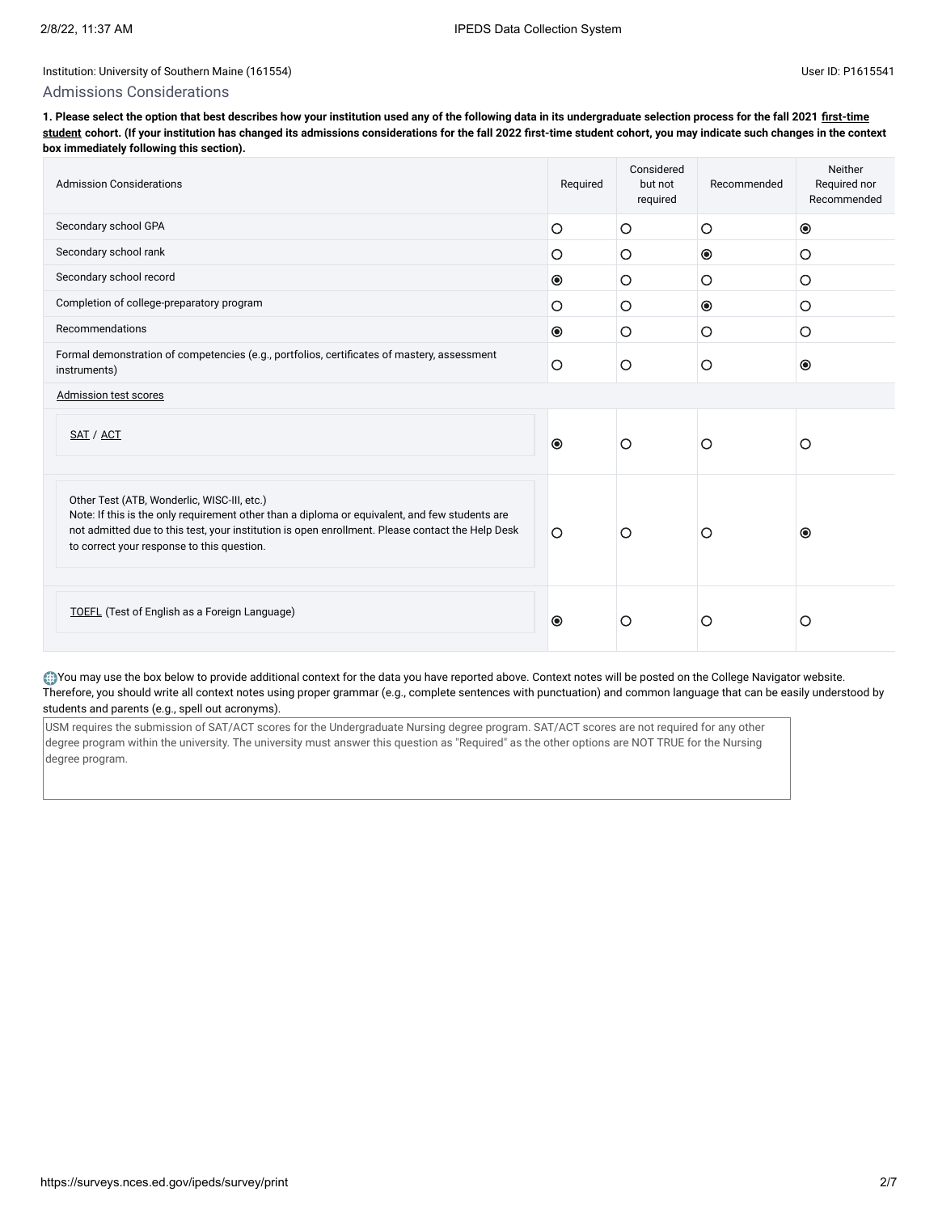Institution: University of Southern Maine (161554)

User ID: P1615541

## Admissions Considerations

**1. Please select the option that best describes how your institution used any of the following data in its undergraduate selection process for the fall 2021 first-time student cohort. (If your institution has changed its admissions considerations for the fall 2022 first-time student cohort, you may indicate such changes in the context box immediately following this section).**

| Admission Considerations | Required | Considered but not required | Recommended | Neither Required nor Recommended |
|---|---|---|---|---|
| Secondary school GPA | ○ | ○ | ○ | ◉ |
| Secondary school rank | ○ | ○ | ◉ | ○ |
| Secondary school record | ◉ | ○ | ○ | ○ |
| Completion of college-preparatory program | ○ | ○ | ◉ | ○ |
| Recommendations | ◉ | ○ | ○ | ○ |
| Formal demonstration of competencies (e.g., portfolios, certificates of mastery, assessment instruments) | ○ | ○ | ○ | ◉ |
| Admission test scores | | | | |
| SAT / ACT | ◉ | ○ | ○ | ○ |
| Other Test (ATB, Wonderlic, WISC-III, etc.) Note: If this is the only requirement other than a diploma or equivalent, and few students are not admitted due to this test, your institution is open enrollment. Please contact the Help Desk to correct your response to this question. | ○ | ○ | ○ | ◉ |
| TOEFL (Test of English as a Foreign Language) | ◉ | ○ | ○ | ○ |

You may use the box below to provide additional context for the data you have reported above. Context notes will be posted on the College Navigator website. Therefore, you should write all context notes using proper grammar (e.g., complete sentences with punctuation) and common language that can be easily understood by students and parents (e.g., spell out acronyms).

USM requires the submission of SAT/ACT scores for the Undergraduate Nursing degree program. SAT/ACT scores are not required for any other degree program within the university. The university must answer this question as "Required" as the other options are NOT TRUE for the Nursing degree program.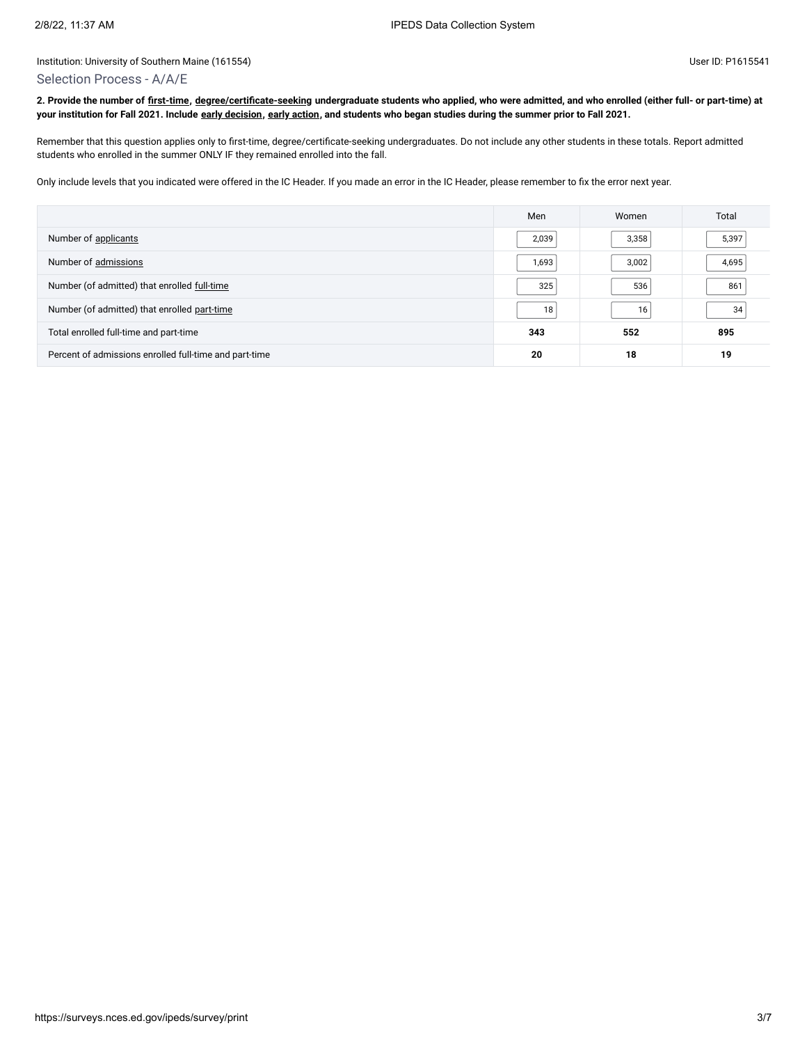Institution: University of Southern Maine (161554)

User ID: P1615541

## Selection Process - A/A/E

**2. Provide the number of first-time, degree/certificate-seeking undergraduate students who applied, who were admitted, and who enrolled (either full- or part-time) at your institution for Fall 2021. Include early decision, early action, and students who began studies during the summer prior to Fall 2021.**

Remember that this question applies only to first-time, degree/certificate-seeking undergraduates. Do not include any other students in these totals. Report admitted students who enrolled in the summer ONLY IF they remained enrolled into the fall.

Only include levels that you indicated were offered in the IC Header. If you made an error in the IC Header, please remember to fix the error next year.

| | Men | Women | Total |
|---|---|---|---|
| Number of applicants | 2,039 | 3,358 | 5,397 |
| Number of admissions | 1,693 | 3,002 | 4,695 |
| Number (of admitted) that enrolled full-time | 325 | 536 | 861 |
| Number (of admitted) that enrolled part-time | 18 | 16 | 34 |
| Total enrolled full-time and part-time | **343** | **552** | **895** |
| Percent of admissions enrolled full-time and part-time | **20** | **18** | **19** |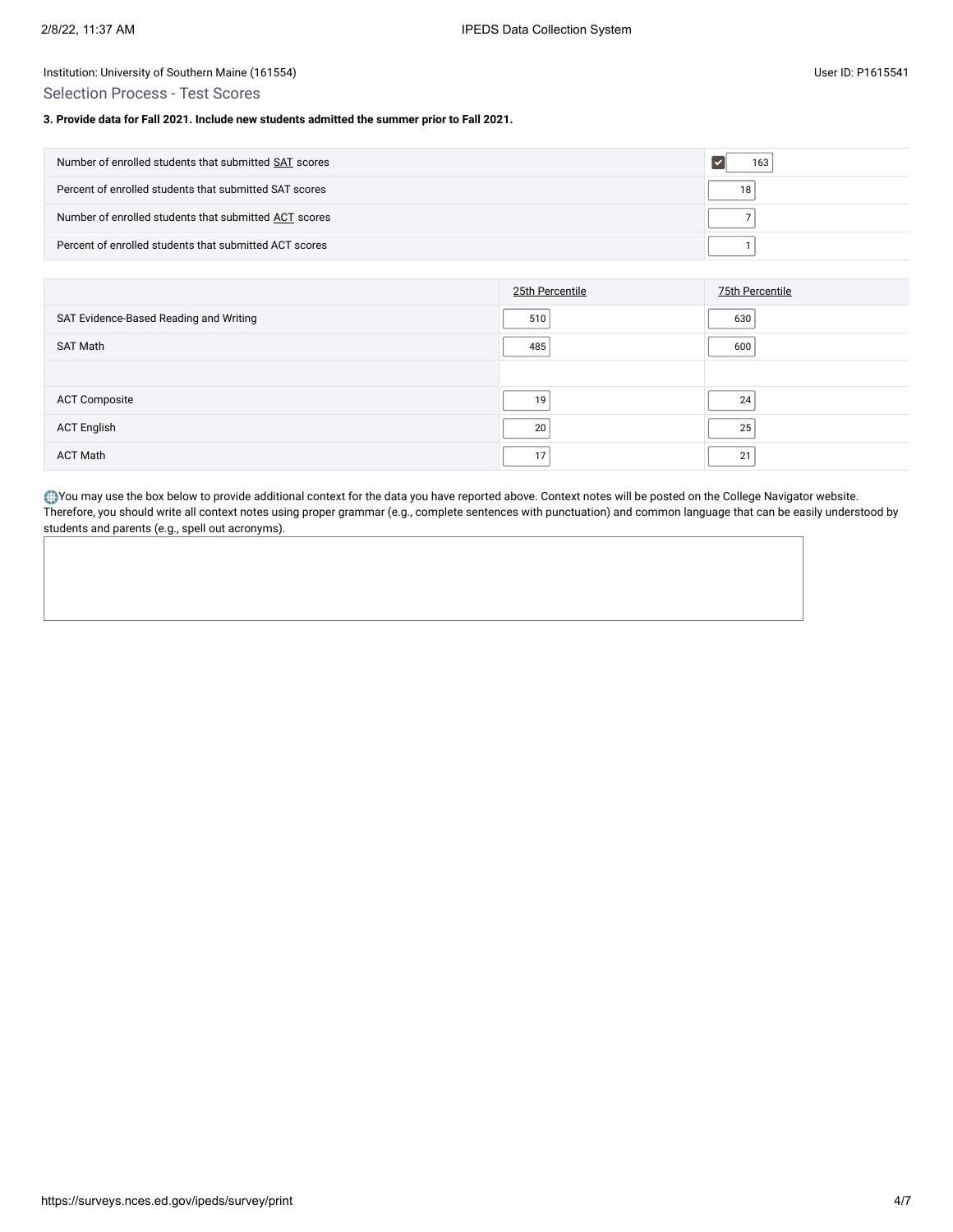Institution: University of Southern Maine (161554)

User ID: P1615541

## Selection Process - Test Scores

**3. Provide data for Fall 2021. Include new students admitted the summer prior to Fall 2021.**

| | |
|---|---|
| Number of enrolled students that submitted SAT scores | 163 |
| Percent of enrolled students that submitted SAT scores | 18 |
| Number of enrolled students that submitted ACT scores | 7 |
| Percent of enrolled students that submitted ACT scores | 1 |

| | 25th Percentile | 75th Percentile |
|---|---|---|
| SAT Evidence-Based Reading and Writing | 510 | 630 |
| SAT Math | 485 | 600 |
| | | |
| ACT Composite | 19 | 24 |
| ACT English | 20 | 25 |
| ACT Math | 17 | 21 |

You may use the box below to provide additional context for the data you have reported above. Context notes will be posted on the College Navigator website. Therefore, you should write all context notes using proper grammar (e.g., complete sentences with punctuation) and common language that can be easily understood by students and parents (e.g., spell out acronyms).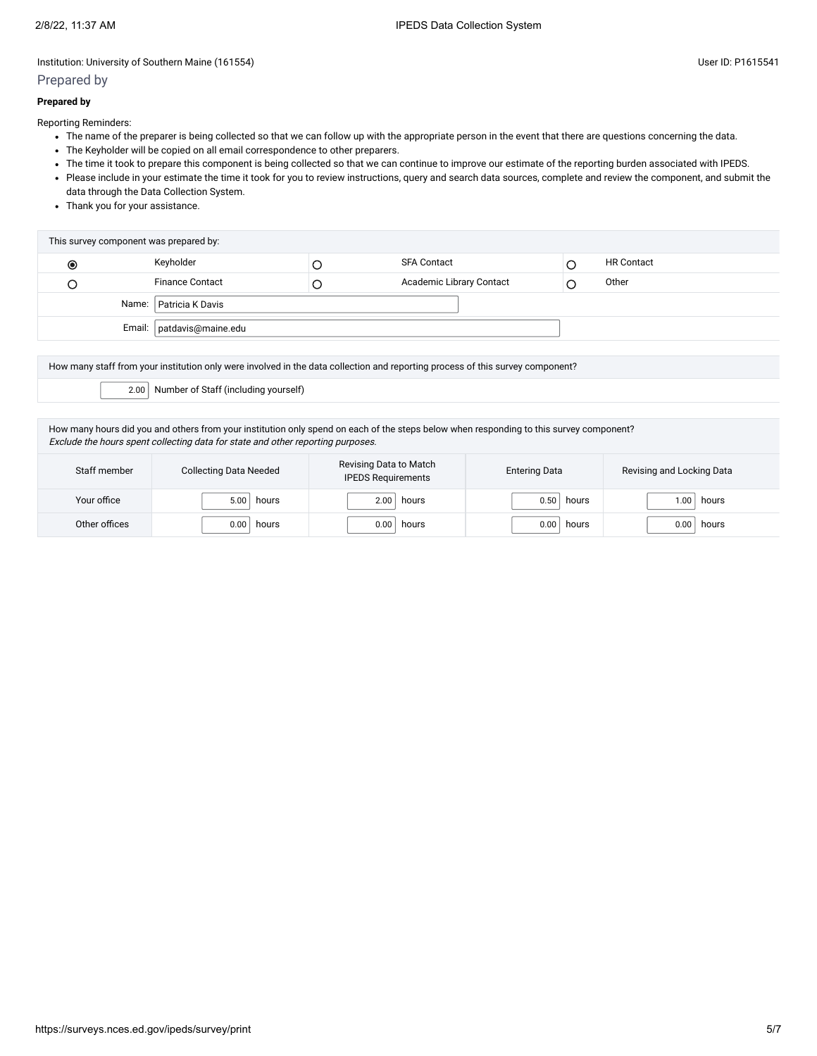Institution: University of Southern Maine (161554)

User ID: P1615541

## Prepared by

**Prepared by**

Reporting Reminders:

- The name of the preparer is being collected so that we can follow up with the appropriate person in the event that there are questions concerning the data.
- The Keyholder will be copied on all email correspondence to other preparers.
- The time it took to prepare this component is being collected so that we can continue to improve our estimate of the reporting burden associated with IPEDS.
- Please include in your estimate the time it took for you to review instructions, query and search data sources, complete and review the component, and submit the data through the Data Collection System.
- Thank you for your assistance.

| This survey component was prepared by: | | | | | |
|---|---|---|---|---|---|
| ◉ | Keyholder | ○ | SFA Contact | ○ | HR Contact |
| ○ | Finance Contact | ○ | Academic Library Contact | ○ | Other |
| Name: | Patricia K Davis | | | | |
| Email: | patdavis@maine.edu | | | | |

How many staff from your institution only were involved in the data collection and reporting process of this survey component?

2.00 Number of Staff (including yourself)

How many hours did you and others from your institution only spend on each of the steps below when responding to this survey component?
*Exclude the hours spent collecting data for state and other reporting purposes.*

| Staff member | Collecting Data Needed | Revising Data to Match IPEDS Requirements | Entering Data | Revising and Locking Data |
|---|---|---|---|---|
| Your office | 5.00 hours | 2.00 hours | 0.50 hours | 1.00 hours |
| Other offices | 0.00 hours | 0.00 hours | 0.00 hours | 0.00 hours |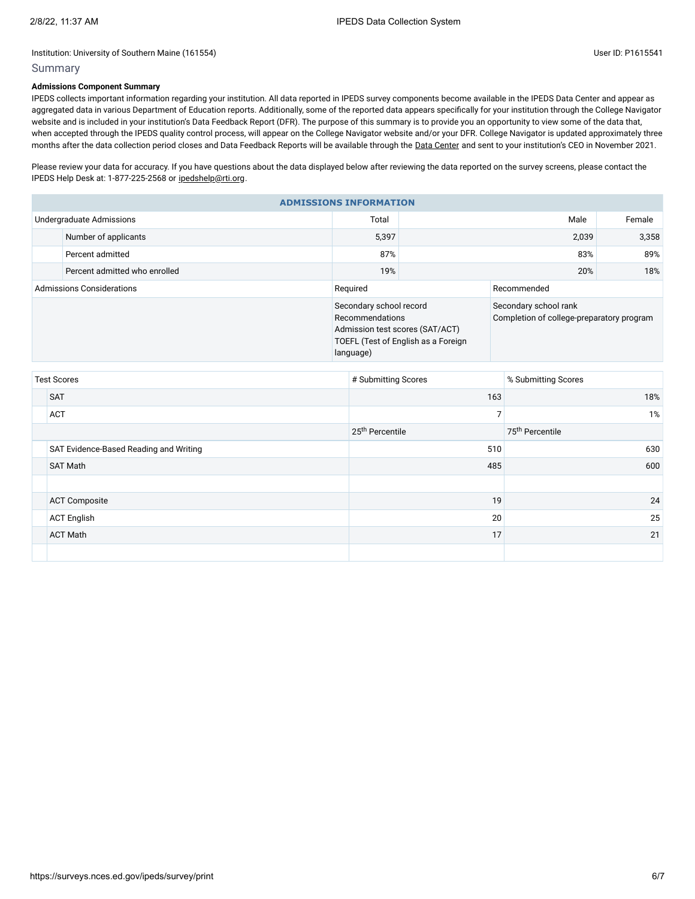Institution: University of Southern Maine (161554)

User ID: P1615541

## Summary

**Admissions Component Summary**

IPEDS collects important information regarding your institution. All data reported in IPEDS survey components become available in the IPEDS Data Center and appear as aggregated data in various Department of Education reports. Additionally, some of the reported data appears specifically for your institution through the College Navigator website and is included in your institution's Data Feedback Report (DFR). The purpose of this summary is to provide you an opportunity to view some of the data that, when accepted through the IPEDS quality control process, will appear on the College Navigator website and/or your DFR. College Navigator is updated approximately three months after the data collection period closes and Data Feedback Reports will be available through the Data Center and sent to your institution's CEO in November 2021.

Please review your data for accuracy. If you have questions about the data displayed below after reviewing the data reported on the survey screens, please contact the IPEDS Help Desk at: 1-877-225-2568 or ipedshelp@rti.org.

**ADMISSIONS INFORMATION**

| Undergraduate Admissions | Total | Male | Female |
|---|---|---|---|
| Number of applicants | 5,397 | 2,039 | 3,358 |
| Percent admitted | 87% | 83% | 89% |
| Percent admitted who enrolled | 19% | 20% | 18% |

| Admissions Considerations | Required | Recommended |
|---|---|---|
| | Secondary school record<br>Recommendations<br>Admission test scores (SAT/ACT)<br>TOEFL (Test of English as a Foreign language) | Secondary school rank<br>Completion of college-preparatory program |

| Test Scores | # Submitting Scores | % Submitting Scores |
|---|---|---|
| SAT | 163 | 18% |
| ACT | 7 | 1% |
| | 25th Percentile | 75th Percentile |
| SAT Evidence-Based Reading and Writing | 510 | 630 |
| SAT Math | 485 | 600 |
| | | |
| ACT Composite | 19 | 24 |
| ACT English | 20 | 25 |
| ACT Math | 17 | 21 |
| | | |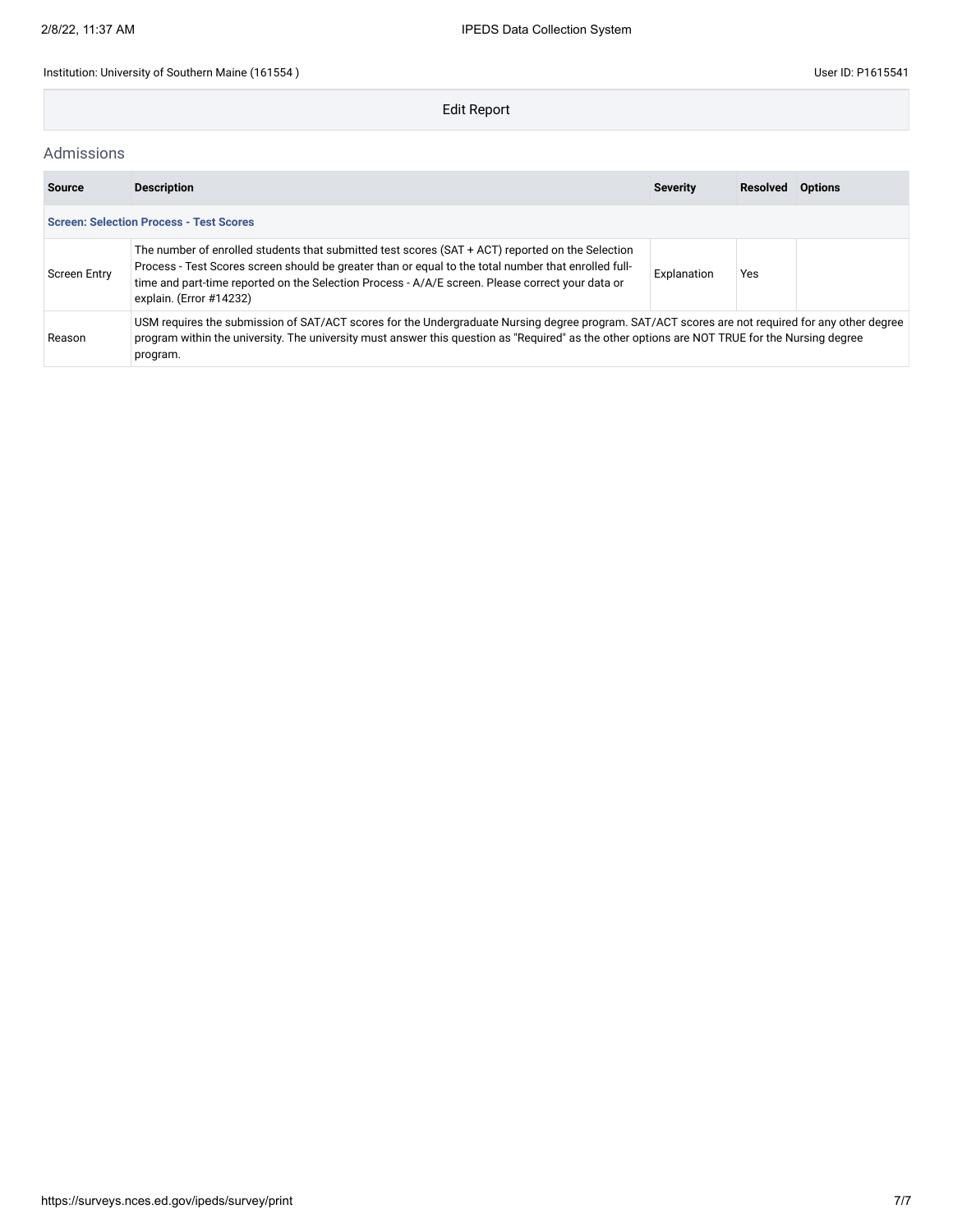Institution: University of Southern Maine (161554 )

User ID: P1615541

Edit Report

## Admissions

| Source | Description | Severity | Resolved | Options |
| --- | --- | --- | --- | --- |
| **Screen: Selection Process - Test Scores** | | | | |
| Screen Entry | The number of enrolled students that submitted test scores (SAT + ACT) reported on the Selection Process - Test Scores screen should be greater than or equal to the total number that enrolled full-time and part-time reported on the Selection Process - A/A/E screen. Please correct your data or explain. (Error #14232) | Explanation | Yes | |
| Reason | USM requires the submission of SAT/ACT scores for the Undergraduate Nursing degree program. SAT/ACT scores are not required for any other degree program within the university. The university must answer this question as "Required" as the other options are NOT TRUE for the Nursing degree program. | | | |